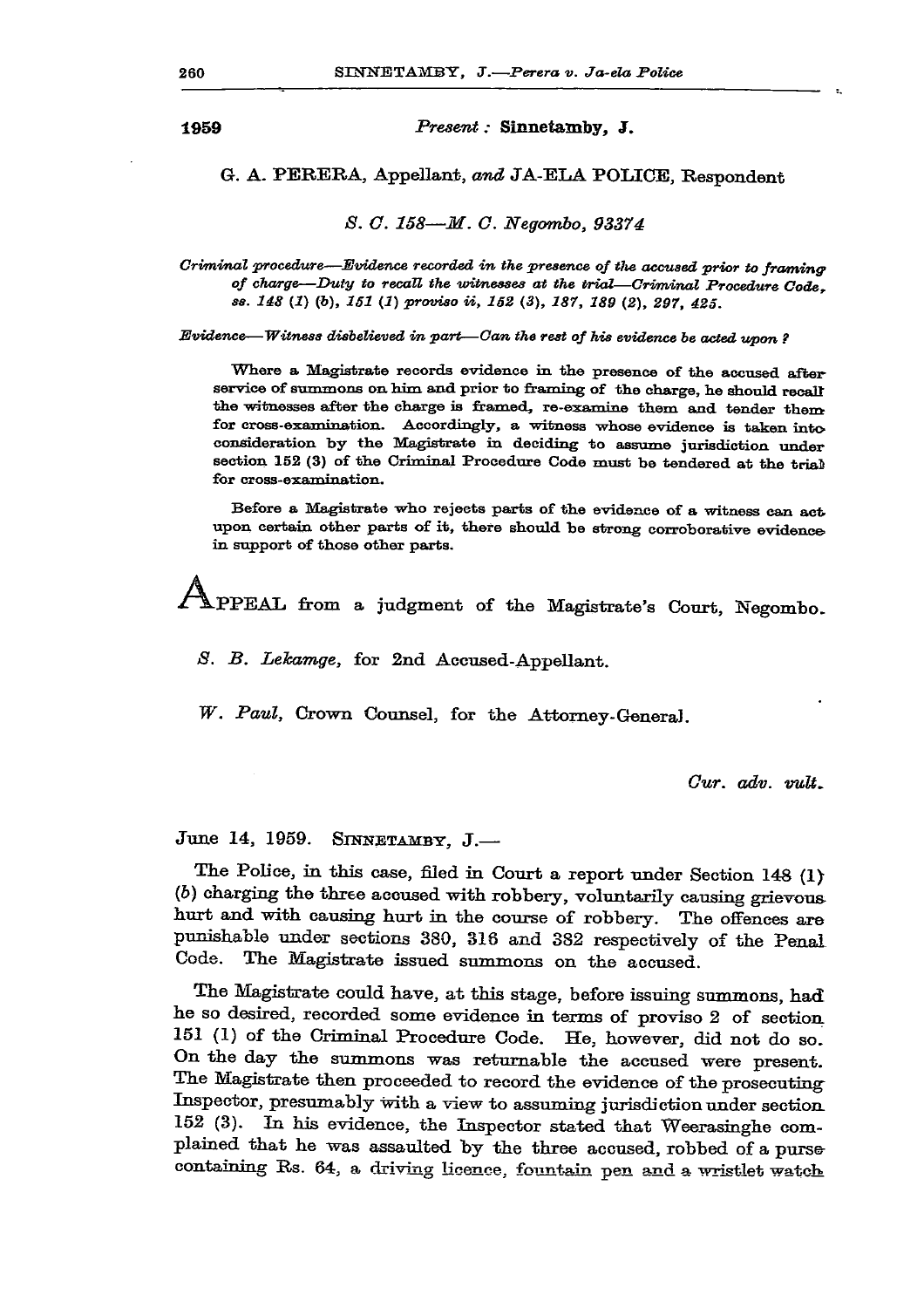**1959** *Present :* **Sinnetamby, J.**

G. A. PERERA, Appellant, *and* JA-ELA POLICE, Respondent

*S. C. 158—M. C. Negombo, 93374*

*Criminal procedure—Evidence recorded in the presence of the accused prior to framing of charge—Duty to recall the witnesses at the trial—Criminal Procedure Code, ss. 148 (1) (b), 151 (1) proviso ii, 152 (3), 187, 189 (2), 297, 425.*

*Evidence—Witness disbelieved in part—Can the rest of his evidence be acted upon ?*

Where a Magistrate records evidence in the presence of the accused after service of summons on him and prior to framing of the charge, he should recall the witnesses after the charge is framed, re-examine them and tender them for cross-examination. Accordingly, a witness whose evidence is taken into consideration by the Magistrate in deciding to assume jurisdiction under section 152 (3) of the Criminal Procedure Code must be tendered at the trial for cross-examination.

Before a Magistrate who rejects parts of the evidence of a witness can act upon certain other parts of it, there should be strong corroborative evidence in support of those other parts.

APPEAL from a judgment of the Magistrate's Court, Negombo.

*S. B. Lekamge*, for 2nd Accused-Appellant.

*W. Paul*, Crown Counsel, for the Attorney-General.

*Cur. adv. vult.*

June 14, 1959. SINNETAMBY, J.—

The Police, in this case, filed in Court a report under Section 148 (1) (*b*) charging the three accused with robbery, voluntarily causing grievous hurt and with causing hurt in the course of robbery. The offences are punishable under sections 380, 316 and 382 respectively of the Penal Code. The Magistrate issued summons on the accused.

The Magistrate could have, at this stage, before issuing summons, had he so desired, recorded some evidence in terms of proviso 2 of section 151 (1) of the Criminal Procedure Code. He, however, did not do so. On the day the summons was returnable the accused were present. The Magistrate then proceeded to record the evidence of the prosecuting Inspector, presumably with a view to assuming jurisdiction under section 152 (3). In his evidence, the Inspector stated that Weerasinghe complained that he was assaulted by the three accused, robbed of a purse containing Rs. 64, a driving licence, fountain pen and a wristlet watch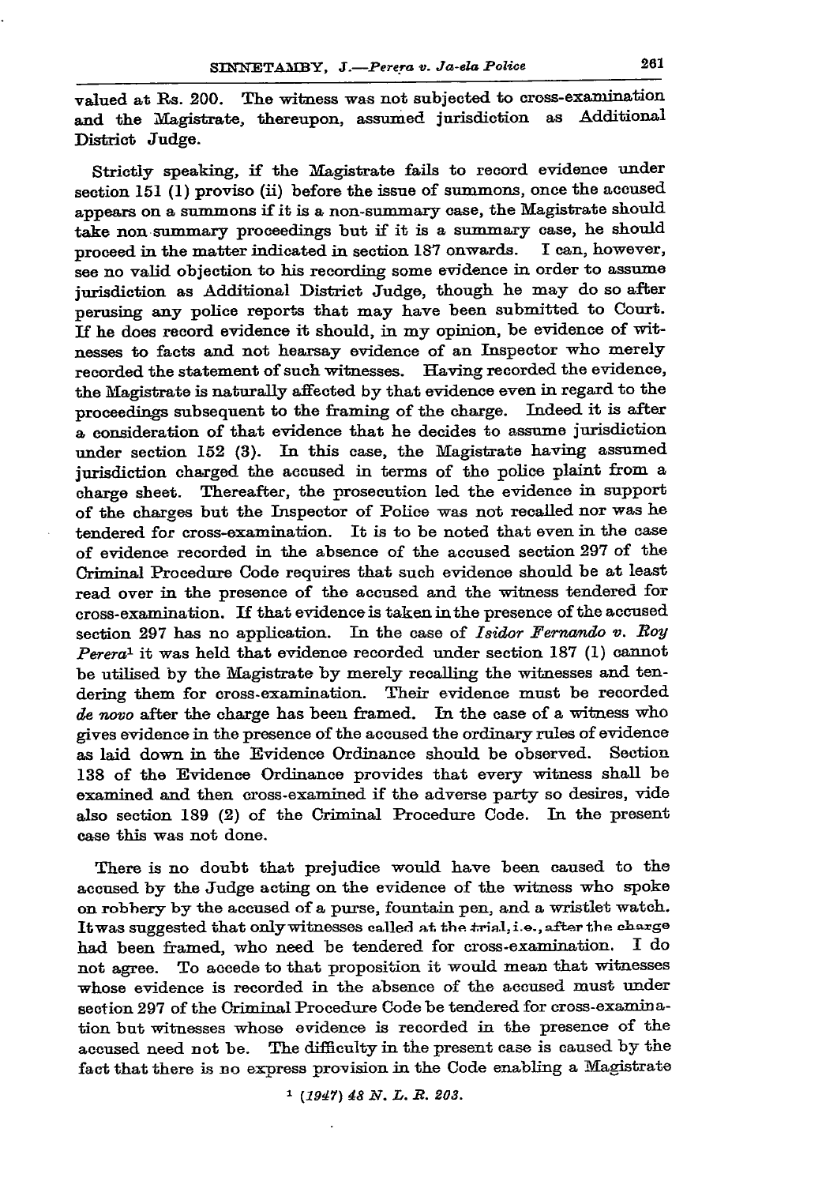valued at Rs. 200. The witness was not subjected to cross-examination and the Magistrate, thereupon, assumed jurisdiction as Additional District Judge.

Strictly speaking, if the Magistrate fails to record evidence under section 151 (1) proviso (ii) before the issue of summons, once the accused appears on a summons if it is a non-summary case, the Magistrate should take non summary proceedings but if it is a summary case, he should proceed in the matter indicated in section 187 onwards. I can, however, see no valid objection to his recording some evidence in order to assume jurisdiction as Additional District Judge, though he may do so after perusing any police reports that may have been submitted to Court. If he does record evidence it should, in my opinion, be evidence of witnesses to facts and not hearsay evidence of an Inspector who merely recorded the statement of such witnesses. Having recorded the evidence, the Magistrate is naturally affected by that evidence even in regard to the proceedings subsequent to the framing of the charge. Indeed it is after a consideration of that evidence that he decides to assume jurisdiction under section 152 (3). In this case, the Magistrate having assumed jurisdiction charged the accused in terms of the police plaint from a charge sheet. Thereafter, the prosecution led the evidence in support of the charges but the Inspector of Police was not recalled nor was he tendered for cross-examination. It is to be noted that even in the case of evidence recorded in the absence of the accused section 297 of the Criminal Procedure Code requires that such evidence should be at least read over in the presence of the accused and the witness tendered for cross-examination. If that evidence is taken in the presence of the accused section 297 has no application. In the case of *Isidor Fernando v. Roy Perera*[1] it was held that evidence recorded under section 187 (1) cannot be utilised by the Magistrate by merely recalling the witnesses and tendering them for cross-examination. Their evidence must be recorded *de novo* after the charge has been framed. In the case of a witness who gives evidence in the presence of the accused the ordinary rules of evidence as laid down in the Evidence Ordinance should be observed. Section 138 of the Evidence Ordinance provides that every witness shall be examined and then cross-examined if the adverse party so desires, vide also section 189 (2) of the Criminal Procedure Code. In the present case this was not done.

There is no doubt that prejudice would have been caused to the accused by the Judge acting on the evidence of the witness who spoke on robbery by the accused of a purse, fountain pen, and a wristlet watch. It was suggested that only witnesses called at the trial, i.e., after the charge had been framed, who need be tendered for cross-examination. I do not agree. To accede to that proposition it would mean that witnesses whose evidence is recorded in the absence of the accused must under section 297 of the Criminal Procedure Code be tendered for cross-examination but witnesses whose evidence is recorded in the presence of the accused need not be. The difficulty in the present case is caused by the fact that there is no express provision in the Code enabling a Magistrate

[1] *(1947) 48 N. L. R. 203.*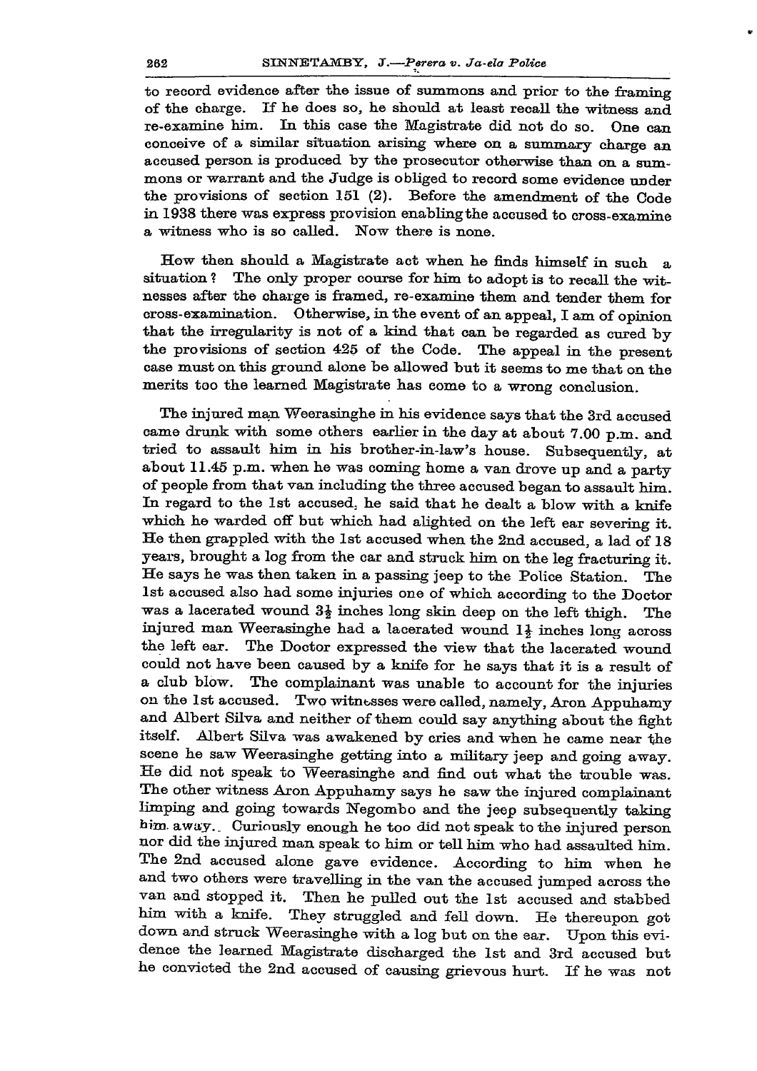to record evidence after the issue of summons and prior to the framing of the charge. If he does so, he should at least recall the witness and re-examine him. In this case the Magistrate did not do so. One can conceive of a similar situation arising where on a summary charge an accused person is produced by the prosecutor otherwise than on a summons or warrant and the Judge is obliged to record some evidence under the provisions of section 151 (2). Before the amendment of the Code in 1938 there was express provision enabling the accused to cross-examine a witness who is so called. Now there is none.

How then should a Magistrate act when he finds himself in such a situation? The only proper course for him to adopt is to recall the witnesses after the charge is framed, re-examine them and tender them for cross-examination. Otherwise, in the event of an appeal, I am of opinion that the irregularity is not of a kind that can be regarded as cured by the provisions of section 425 of the Code. The appeal in the present case must on this ground alone be allowed but it seems to me that on the merits too the learned Magistrate has come to a wrong conclusion.

The injured man Weerasinghe in his evidence says that the 3rd accused came drunk with some others earlier in the day at about 7.00 p.m. and tried to assault him in his brother-in-law's house. Subsequently, at about 11.45 p.m. when he was coming home a van drove up and a party of people from that van including the three accused began to assault him. In regard to the 1st accused, he said that he dealt a blow with a knife which he warded off but which had alighted on the left ear severing it. He then grappled with the 1st accused when the 2nd accused, a lad of 18 years, brought a log from the car and struck him on the leg fracturing it. He says he was then taken in a passing jeep to the Police Station. The 1st accused also had some injuries one of which according to the Doctor was a lacerated wound 3½ inches long skin deep on the left thigh. The injured man Weerasinghe had a lacerated wound 1½ inches long across the left ear. The Doctor expressed the view that the lacerated wound could not have been caused by a knife for he says that it is a result of a club blow. The complainant was unable to account for the injuries on the 1st accused. Two witnesses were called, namely, Aron Appuhamy and Albert Silva and neither of them could say anything about the fight itself. Albert Silva was awakened by cries and when he came near the scene he saw Weerasinghe getting into a military jeep and going away. He did not speak to Weerasinghe and find out what the trouble was. The other witness Aron Appuhamy says he saw the injured complainant limping and going towards Negombo and the jeep subsequently taking him away. Curiously enough he too did not speak to the injured person nor did the injured man speak to him or tell him who had assaulted him. The 2nd accused alone gave evidence. According to him when he and two others were travelling in the van the accused jumped across the van and stopped it. Then he pulled out the 1st accused and stabbed him with a knife. They struggled and fell down. He thereupon got down and struck Weerasinghe with a log but on the ear. Upon this evidence the learned Magistrate discharged the 1st and 3rd accused but he convicted the 2nd accused of causing grievous hurt. If he was not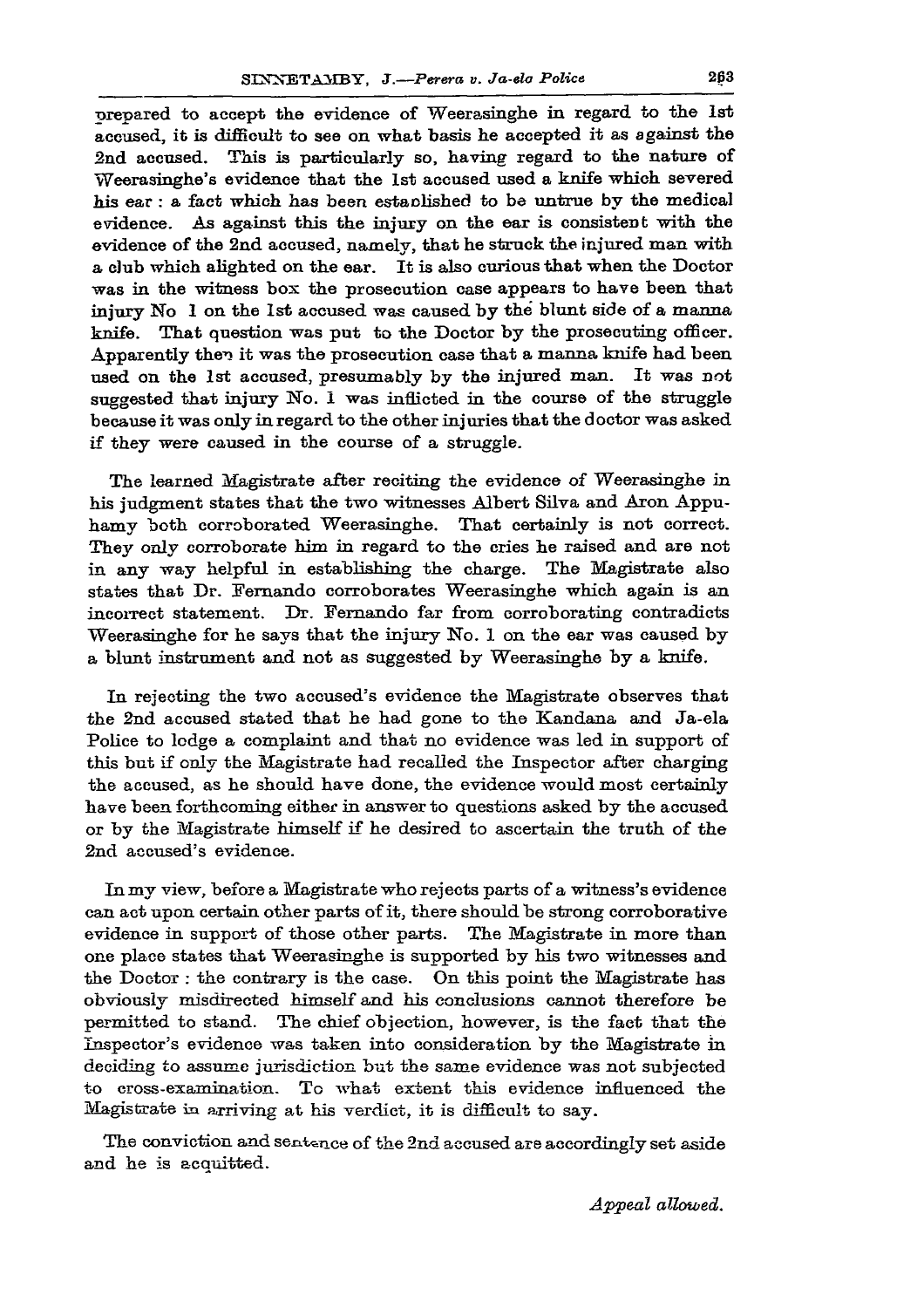prepared to accept the evidence of Weerasinghe in regard to the 1st accused, it is difficult to see on what basis he accepted it as against the 2nd accused. This is particularly so, having regard to the nature of Weerasinghe's evidence that the 1st accused used a knife which severed his ear : a fact which has been established to be untrue by the medical evidence. As against this the injury on the ear is consistent with the evidence of the 2nd accused, namely, that he struck the injured man with a club which alighted on the ear. It is also curious that when the Doctor was in the witness box the prosecution case appears to have been that injury No 1 on the 1st accused was caused by the blunt side of a manna knife. That question was put to the Doctor by the prosecuting officer. Apparently then it was the prosecution case that a manna knife had been used on the 1st accused, presumably by the injured man. It was not suggested that injury No. 1 was inflicted in the course of the struggle because it was only in regard to the other injuries that the doctor was asked if they were caused in the course of a struggle.

The learned Magistrate after reciting the evidence of Weerasinghe in his judgment states that the two witnesses Albert Silva and Aron Appuhamy both corroborated Weerasinghe. That certainly is not correct. They only corroborate him in regard to the cries he raised and are not in any way helpful in establishing the charge. The Magistrate also states that Dr. Fernando corroborates Weerasinghe which again is an incorrect statement. Dr. Fernando far from corroborating contradicts Weerasinghe for he says that the injury No. 1 on the ear was caused by a blunt instrument and not as suggested by Weerasinghe by a knife.

In rejecting the two accused's evidence the Magistrate observes that the 2nd accused stated that he had gone to the Kandana and Ja-ela Police to lodge a complaint and that no evidence was led in support of this but if only the Magistrate had recalled the Inspector after charging the accused, as he should have done, the evidence would most certainly have been forthcoming either in answer to questions asked by the accused or by the Magistrate himself if he desired to ascertain the truth of the 2nd accused's evidence.

In my view, before a Magistrate who rejects parts of a witness's evidence can act upon certain other parts of it, there should be strong corroborative evidence in support of those other parts. The Magistrate in more than one place states that Weerasinghe is supported by his two witnesses and the Doctor : the contrary is the case. On this point the Magistrate has obviously misdirected himself and his conclusions cannot therefore be permitted to stand. The chief objection, however, is the fact that the Inspector's evidence was taken into consideration by the Magistrate in deciding to assume jurisdiction but the same evidence was not subjected to cross-examination. To what extent this evidence influenced the Magistrate in arriving at his verdict, it is difficult to say.

The conviction and sentence of the 2nd accused are accordingly set aside and he is acquitted.

*Appeal allowed.*